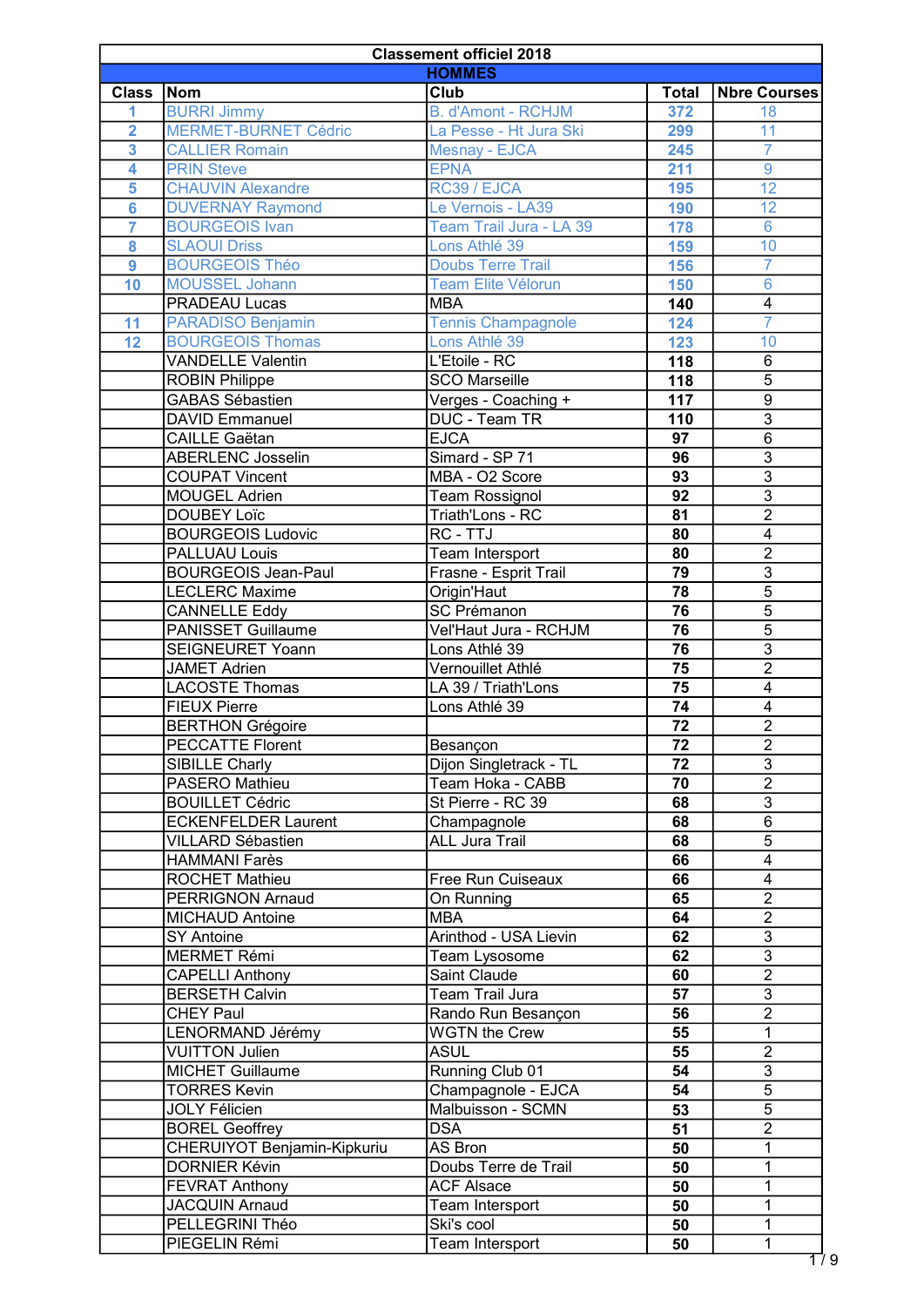| Classement officiel 2018 | | | | |
|---|---|---|---|---|
| HOMMES | | | | |
| Class | Nom | Club | Total | Nbre Courses |
| 1 | BURRI Jimmy | B. d'Amont - RCHJM | 372 | 18 |
| 2 | MERMET-BURNET Cédric | La Pesse - Ht Jura Ski | 299 | 11 |
| 3 | CALLIER Romain | Mesnay - EJCA | 245 | 7 |
| 4 | PRIN Steve | EPNA | 211 | 9 |
| 5 | CHAUVIN Alexandre | RC39 / EJCA | 195 | 12 |
| 6 | DUVERNAY Raymond | Le Vernois - LA39 | 190 | 12 |
| 7 | BOURGEOIS Ivan | Team Trail Jura - LA 39 | 178 | 6 |
| 8 | SLAOUI Driss | Lons Athlé 39 | 159 | 10 |
| 9 | BOURGEOIS Théo | Doubs Terre Trail | 156 | 7 |
| 10 | MOUSSEL Johann | Team Elite Vélorun | 150 | 6 |
| | PRADEAU Lucas | MBA | 140 | 4 |
| 11 | PARADISO Benjamin | Tennis Champagnole | 124 | 7 |
| 12 | BOURGEOIS Thomas | Lons Athlé 39 | 123 | 10 |
| | VANDELLE Valentin | L'Etoile - RC | 118 | 6 |
| | ROBIN Philippe | SCO Marseille | 118 | 5 |
| | GABAS Sébastien | Verges - Coaching + | 117 | 9 |
| | DAVID Emmanuel | DUC - Team TR | 110 | 3 |
| | CAILLE Gaëtan | EJCA | 97 | 6 |
| | ABERLENC Josselin | Simard - SP 71 | 96 | 3 |
| | COUPAT Vincent | MBA - O2 Score | 93 | 3 |
| | MOUGEL Adrien | Team Rossignol | 92 | 3 |
| | DOUBEY Loïc | Triath'Lons - RC | 81 | 2 |
| | BOURGEOIS Ludovic | RC - TTJ | 80 | 4 |
| | PALLUAU Louis | Team Intersport | 80 | 2 |
| | BOURGEOIS Jean-Paul | Frasne - Esprit Trail | 79 | 3 |
| | LECLERC Maxime | Origin'Haut | 78 | 5 |
| | CANNELLE Eddy | SC Prémanon | 76 | 5 |
| | PANISSET Guillaume | Vel'Haut Jura - RCHJM | 76 | 5 |
| | SEIGNEURET Yoann | Lons Athlé 39 | 76 | 3 |
| | JAMET Adrien | Vernouillet Athlé | 75 | 2 |
| | LACOSTE Thomas | LA 39 / Triath'Lons | 75 | 4 |
| | FIEUX Pierre | Lons Athlé 39 | 74 | 4 |
| | BERTHON Grégoire | | 72 | 2 |
| | PECCATTE Florent | Besançon | 72 | 2 |
| | SIBILLE Charly | Dijon Singletrack - TL | 72 | 3 |
| | PASERO Mathieu | Team Hoka - CABB | 70 | 2 |
| | BOUILLET Cédric | St Pierre - RC 39 | 68 | 3 |
| | ECKENFELDER Laurent | Champagnole | 68 | 6 |
| | VILLARD Sébastien | ALL Jura Trail | 68 | 5 |
| | HAMMANI Farès | | 66 | 4 |
| | ROCHET Mathieu | Free Run Cuiseaux | 66 | 4 |
| | PERRIGNON Arnaud | On Running | 65 | 2 |
| | MICHAUD Antoine | MBA | 64 | 2 |
| | SY Antoine | Arinthod - USA Lievin | 62 | 3 |
| | MERMET Rémi | Team Lysosome | 62 | 3 |
| | CAPELLI Anthony | Saint Claude | 60 | 2 |
| | BERSETH Calvin | Team Trail Jura | 57 | 3 |
| | CHEY Paul | Rando Run Besançon | 56 | 2 |
| | LENORMAND Jérémy | WGTN the Crew | 55 | 1 |
| | VUITTON Julien | ASUL | 55 | 2 |
| | MICHET Guillaume | Running Club 01 | 54 | 3 |
| | TORRES Kevin | Champagnole - EJCA | 54 | 5 |
| | JOLY Félicien | Malbuisson - SCMN | 53 | 5 |
| | BOREL Geoffrey | DSA | 51 | 2 |
| | CHERUIYOT Benjamin-Kipkuriu | AS Bron | 50 | 1 |
| | DORNIER Kévin | Doubs Terre de Trail | 50 | 1 |
| | FEVRAT Anthony | ACF Alsace | 50 | 1 |
| | JACQUIN Arnaud | Team Intersport | 50 | 1 |
| | PELLEGRINI Théo | Ski's cool | 50 | 1 |
| | PIEGELIN Rémi | Team Intersport | 50 | 1 |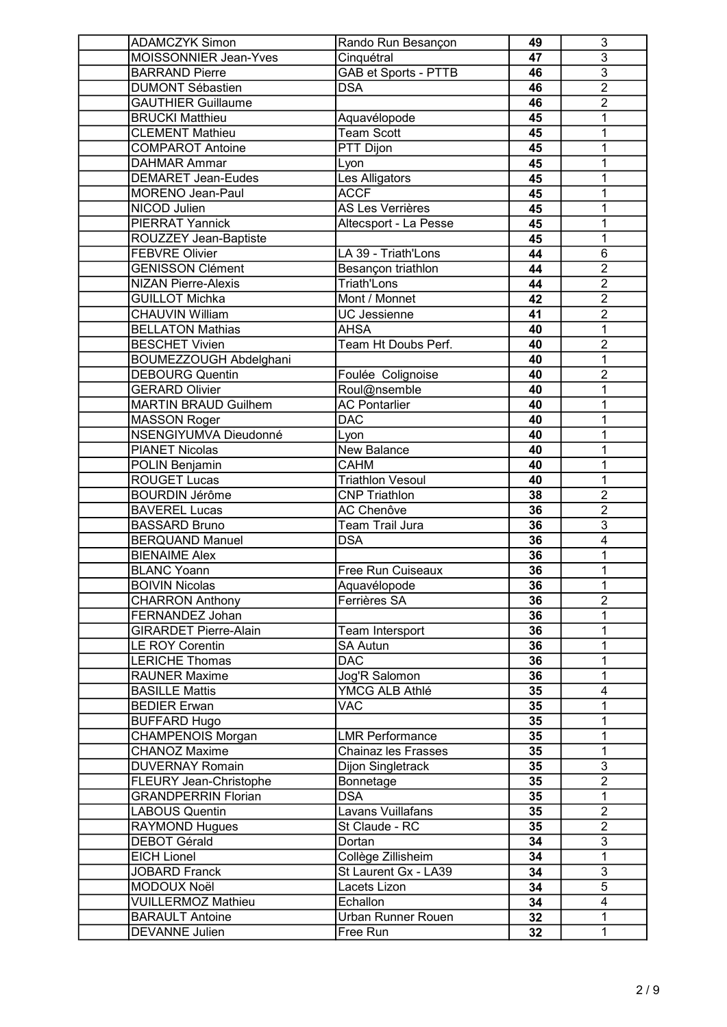| | | | | |
|---|---|---|---|---|
| | ADAMCZYK Simon | Rando Run Besançon | 49 | 3 |
| | MOISSONNIER Jean-Yves | Cinquétral | 47 | 3 |
| | BARRAND Pierre | GAB et Sports - PTTB | 46 | 3 |
| | DUMONT Sébastien | DSA | 46 | 2 |
| | GAUTHIER Guillaume | | 46 | 2 |
| | BRUCKI Matthieu | Aquavélopode | 45 | 1 |
| | CLEMENT Mathieu | Team Scott | 45 | 1 |
| | COMPAROT Antoine | PTT Dijon | 45 | 1 |
| | DAHMAR Ammar | Lyon | 45 | 1 |
| | DEMARET Jean-Eudes | Les Alligators | 45 | 1 |
| | MORENO Jean-Paul | ACCF | 45 | 1 |
| | NICOD Julien | AS Les Verrières | 45 | 1 |
| | PIERRAT Yannick | Altecsport - La Pesse | 45 | 1 |
| | ROUZZEY Jean-Baptiste | | 45 | 1 |
| | FEBVRE Olivier | LA 39 - Triath'Lons | 44 | 6 |
| | GENISSON Clément | Besançon triathlon | 44 | 2 |
| | NIZAN Pierre-Alexis | Triath'Lons | 44 | 2 |
| | GUILLOT Michka | Mont / Monnet | 42 | 2 |
| | CHAUVIN William | UC Jessienne | 41 | 2 |
| | BELLATON Mathias | AHSA | 40 | 1 |
| | BESCHET Vivien | Team Ht Doubs Perf. | 40 | 2 |
| | BOUMEZZOUGH Abdelghani | | 40 | 1 |
| | DEBOURG Quentin | Foulée Colignoise | 40 | 2 |
| | GERARD Olivier | Roul@nsemble | 40 | 1 |
| | MARTIN BRAUD Guilhem | AC Pontarlier | 40 | 1 |
| | MASSON Roger | DAC | 40 | 1 |
| | NSENGIYUMVA Dieudonné | Lyon | 40 | 1 |
| | PIANET Nicolas | New Balance | 40 | 1 |
| | POLIN Benjamin | CAHM | 40 | 1 |
| | ROUGET Lucas | Triathlon Vesoul | 40 | 1 |
| | BOURDIN Jérôme | CNP Triathlon | 38 | 2 |
| | BAVEREL Lucas | AC Chenôve | 36 | 2 |
| | BASSARD Bruno | Team Trail Jura | 36 | 3 |
| | BERQUAND Manuel | DSA | 36 | 4 |
| | BIENAIME Alex | | 36 | 1 |
| | BLANC Yoann | Free Run Cuiseaux | 36 | 1 |
| | BOIVIN Nicolas | Aquavélopode | 36 | 1 |
| | CHARRON Anthony | Ferrières SA | 36 | 2 |
| | FERNANDEZ Johan | | 36 | 1 |
| | GIRARDET Pierre-Alain | Team Intersport | 36 | 1 |
| | LE ROY Corentin | SA Autun | 36 | 1 |
| | LERICHE Thomas | DAC | 36 | 1 |
| | RAUNER Maxime | Jog'R Salomon | 36 | 1 |
| | BASILLE Mattis | YMCG ALB Athlé | 35 | 4 |
| | BEDIER Erwan | VAC | 35 | 1 |
| | BUFFARD Hugo | | 35 | 1 |
| | CHAMPENOIS Morgan | LMR Performance | 35 | 1 |
| | CHANOZ Maxime | Chainaz les Frasses | 35 | 1 |
| | DUVERNAY Romain | Dijon Singletrack | 35 | 3 |
| | FLEURY Jean-Christophe | Bonnetage | 35 | 2 |
| | GRANDPERRIN Florian | DSA | 35 | 1 |
| | LABOUS Quentin | Lavans Vuillafans | 35 | 2 |
| | RAYMOND Hugues | St Claude - RC | 35 | 2 |
| | DEBOT Gérald | Dortan | 34 | 3 |
| | EICH Lionel | Collège Zillisheim | 34 | 1 |
| | JOBARD Franck | St Laurent Gx - LA39 | 34 | 3 |
| | MODOUX Noël | Lacets Lizon | 34 | 5 |
| | VUILLERMOZ Mathieu | Echallon | 34 | 4 |
| | BARAULT Antoine | Urban Runner Rouen | 32 | 1 |
| | DEVANNE Julien | Free Run | 32 | 1 |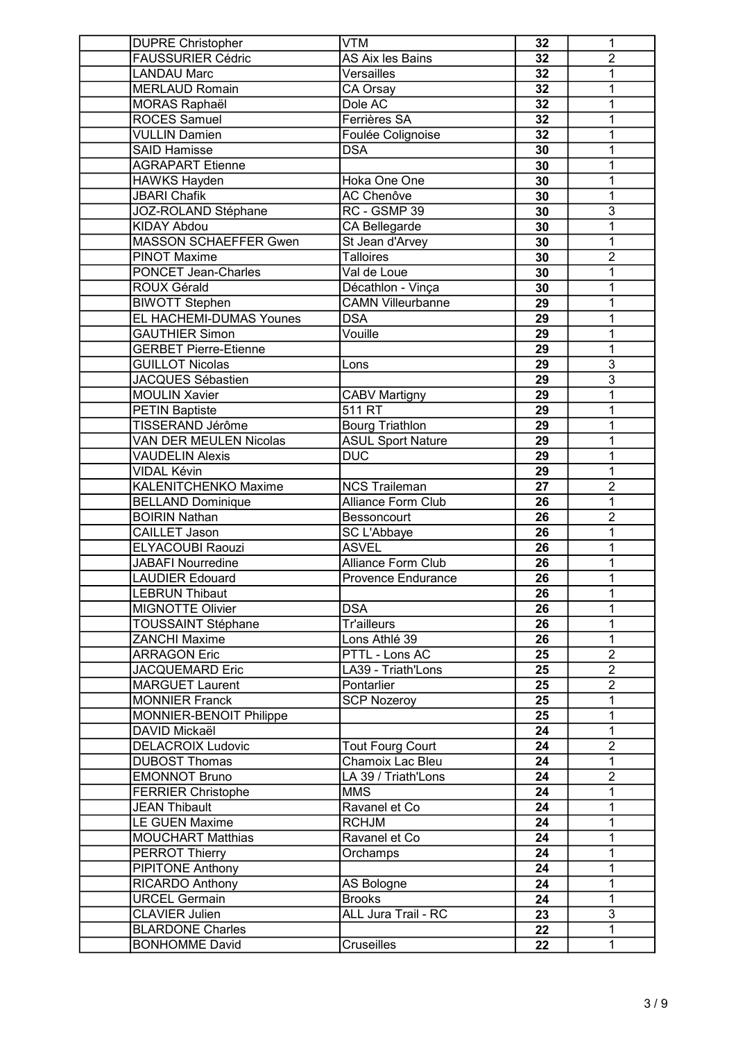| | | | | |
|---|---|---|---|---|
| | DUPRE Christopher | VTM | 32 | 1 |
| | FAUSSURIER Cédric | AS Aix les Bains | 32 | 2 |
| | LANDAU Marc | Versailles | 32 | 1 |
| | MERLAUD Romain | CA Orsay | 32 | 1 |
| | MORAS Raphaël | Dole AC | 32 | 1 |
| | ROCES Samuel | Ferrières SA | 32 | 1 |
| | VULLIN Damien | Foulée Colignoise | 32 | 1 |
| | SAID Hamisse | DSA | 30 | 1 |
| | AGRAPART Etienne | | 30 | 1 |
| | HAWKS Hayden | Hoka One One | 30 | 1 |
| | JBARI Chafik | AC Chenôve | 30 | 1 |
| | JOZ-ROLAND Stéphane | RC - GSMP 39 | 30 | 3 |
| | KIDAY Abdou | CA Bellegarde | 30 | 1 |
| | MASSON SCHAEFFER Gwen | St Jean d'Arvey | 30 | 1 |
| | PINOT Maxime | Talloires | 30 | 2 |
| | PONCET Jean-Charles | Val de Loue | 30 | 1 |
| | ROUX Gérald | Décathlon - Vinça | 30 | 1 |
| | BIWOTT Stephen | CAMN Villeurbanne | 29 | 1 |
| | EL HACHEMI-DUMAS Younes | DSA | 29 | 1 |
| | GAUTHIER Simon | Vouille | 29 | 1 |
| | GERBET Pierre-Etienne | | 29 | 1 |
| | GUILLOT Nicolas | Lons | 29 | 3 |
| | JACQUES Sébastien | | 29 | 3 |
| | MOULIN Xavier | CABV Martigny | 29 | 1 |
| | PETIN Baptiste | 511 RT | 29 | 1 |
| | TISSERAND Jérôme | Bourg Triathlon | 29 | 1 |
| | VAN DER MEULEN Nicolas | ASUL Sport Nature | 29 | 1 |
| | VAUDELIN Alexis | DUC | 29 | 1 |
| | VIDAL Kévin | | 29 | 1 |
| | KALENITCHENKO Maxime | NCS Traileman | 27 | 2 |
| | BELLAND Dominique | Alliance Form Club | 26 | 1 |
| | BOIRIN Nathan | Bessoncourt | 26 | 2 |
| | CAILLET Jason | SC L'Abbaye | 26 | 1 |
| | ELYACOUBI Raouzi | ASVEL | 26 | 1 |
| | JABAFI Nourredine | Alliance Form Club | 26 | 1 |
| | LAUDIER Edouard | Provence Endurance | 26 | 1 |
| | LEBRUN Thibaut | | 26 | 1 |
| | MIGNOTTE Olivier | DSA | 26 | 1 |
| | TOUSSAINT Stéphane | Tr'ailleurs | 26 | 1 |
| | ZANCHI Maxime | Lons Athlé 39 | 26 | 1 |
| | ARRAGON Eric | PTTL - Lons AC | 25 | 2 |
| | JACQUEMARD Eric | LA39 - Triath'Lons | 25 | 2 |
| | MARGUET Laurent | Pontarlier | 25 | 2 |
| | MONNIER Franck | SCP Nozeroy | 25 | 1 |
| | MONNIER-BENOIT Philippe | | 25 | 1 |
| | DAVID Mickaël | | 24 | 1 |
| | DELACROIX Ludovic | Tout Fourg Court | 24 | 2 |
| | DUBOST Thomas | Chamoix Lac Bleu | 24 | 1 |
| | EMONNOT Bruno | LA 39 / Triath'Lons | 24 | 2 |
| | FERRIER Christophe | MMS | 24 | 1 |
| | JEAN Thibault | Ravanel et Co | 24 | 1 |
| | LE GUEN Maxime | RCHJM | 24 | 1 |
| | MOUCHART Matthias | Ravanel et Co | 24 | 1 |
| | PERROT Thierry | Orchamps | 24 | 1 |
| | PIPITONE Anthony | | 24 | 1 |
| | RICARDO Anthony | AS Bologne | 24 | 1 |
| | URCEL Germain | Brooks | 24 | 1 |
| | CLAVIER Julien | ALL Jura Trail - RC | 23 | 3 |
| | BLARDONE Charles | | 22 | 1 |
| | BONHOMME David | Cruseilles | 22 | 1 |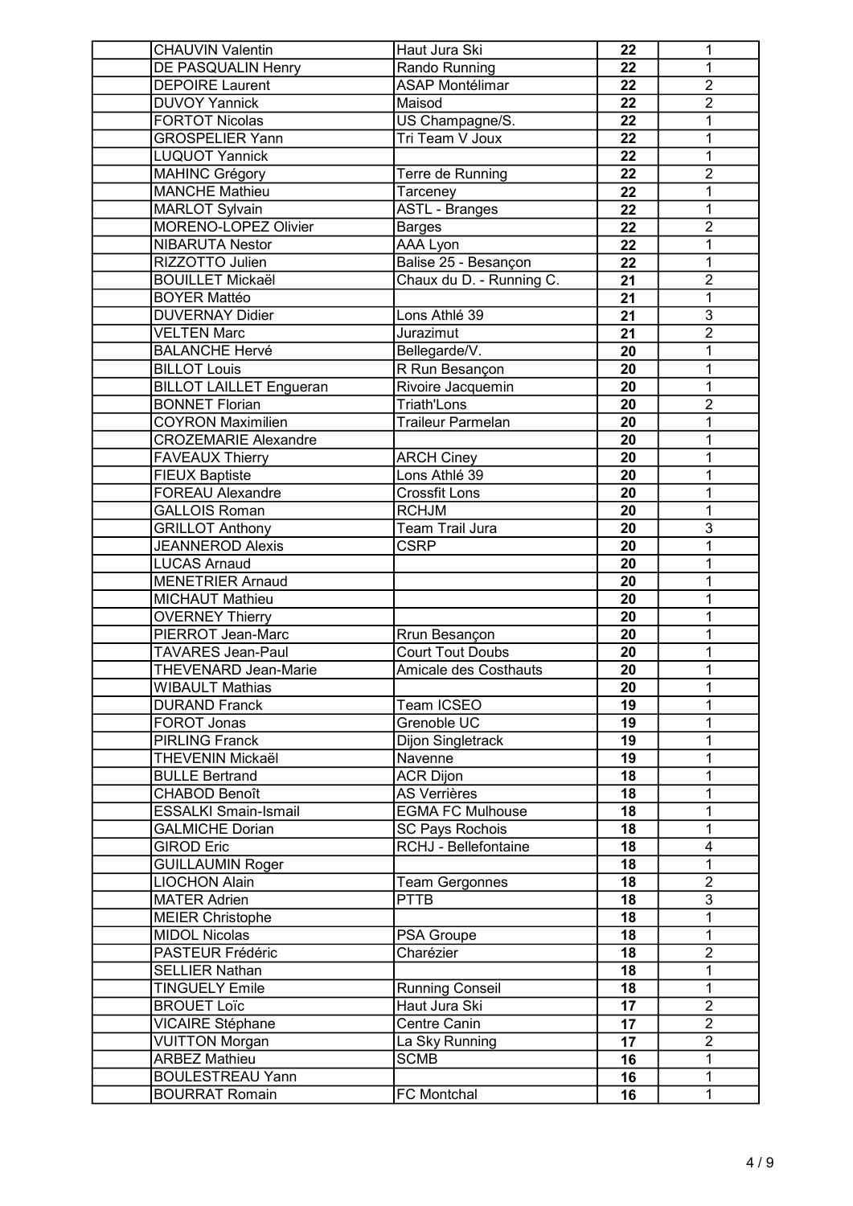| | | | | |
|---|---|---|---|---|
| | CHAUVIN Valentin | Haut Jura Ski | 22 | 1 |
| | DE PASQUALIN Henry | Rando Running | 22 | 1 |
| | DEPOIRE Laurent | ASAP Montélimar | 22 | 2 |
| | DUVOY Yannick | Maisod | 22 | 2 |
| | FORTOT Nicolas | US Champagne/S. | 22 | 1 |
| | GROSPELIER Yann | Tri Team V Joux | 22 | 1 |
| | LUQUOT Yannick | | 22 | 1 |
| | MAHINC Grégory | Terre de Running | 22 | 2 |
| | MANCHE Mathieu | Tarceney | 22 | 1 |
| | MARLOT Sylvain | ASTL - Branges | 22 | 1 |
| | MORENO-LOPEZ Olivier | Barges | 22 | 2 |
| | NIBARUTA Nestor | AAA Lyon | 22 | 1 |
| | RIZZOTTO Julien | Balise 25 - Besançon | 22 | 1 |
| | BOUILLET Mickaël | Chaux du D. - Running C. | 21 | 2 |
| | BOYER Mattéo | | 21 | 1 |
| | DUVERNAY Didier | Lons Athlé 39 | 21 | 3 |
| | VELTEN Marc | Jurazimut | 21 | 2 |
| | BALANCHE Hervé | Bellegarde/V. | 20 | 1 |
| | BILLOT Louis | R Run Besançon | 20 | 1 |
| | BILLOT LAILLET Engueran | Rivoire Jacquemin | 20 | 1 |
| | BONNET Florian | Triath'Lons | 20 | 2 |
| | COYRON Maximilien | Traileur Parmelan | 20 | 1 |
| | CROZEMARIE Alexandre | | 20 | 1 |
| | FAVEAUX Thierry | ARCH Ciney | 20 | 1 |
| | FIEUX Baptiste | Lons Athlé 39 | 20 | 1 |
| | FOREAU Alexandre | Crossfit Lons | 20 | 1 |
| | GALLOIS Roman | RCHJM | 20 | 1 |
| | GRILLOT Anthony | Team Trail Jura | 20 | 3 |
| | JEANNEROD Alexis | CSRP | 20 | 1 |
| | LUCAS Arnaud | | 20 | 1 |
| | MENETRIER Arnaud | | 20 | 1 |
| | MICHAUT Mathieu | | 20 | 1 |
| | OVERNEY Thierry | | 20 | 1 |
| | PIERROT Jean-Marc | Rrun Besançon | 20 | 1 |
| | TAVARES Jean-Paul | Court Tout Doubs | 20 | 1 |
| | THEVENARD Jean-Marie | Amicale des Costhauts | 20 | 1 |
| | WIBAULT Mathias | | 20 | 1 |
| | DURAND Franck | Team ICSEO | 19 | 1 |
| | FOROT Jonas | Grenoble UC | 19 | 1 |
| | PIRLING Franck | Dijon Singletrack | 19 | 1 |
| | THEVENIN Mickaël | Navenne | 19 | 1 |
| | BULLE Bertrand | ACR Dijon | 18 | 1 |
| | CHABOD Benoît | AS Verrières | 18 | 1 |
| | ESSALKI Smain-Ismail | EGMA FC Mulhouse | 18 | 1 |
| | GALMICHE Dorian | SC Pays Rochois | 18 | 1 |
| | GIROD Eric | RCHJ - Bellefontaine | 18 | 4 |
| | GUILLAUMIN Roger | | 18 | 1 |
| | LIOCHON Alain | Team Gergonnes | 18 | 2 |
| | MATER Adrien | PTTB | 18 | 3 |
| | MEIER Christophe | | 18 | 1 |
| | MIDOL Nicolas | PSA Groupe | 18 | 1 |
| | PASTEUR Frédéric | Charézier | 18 | 2 |
| | SELLIER Nathan | | 18 | 1 |
| | TINGUELY Emile | Running Conseil | 18 | 1 |
| | BROUET Loïc | Haut Jura Ski | 17 | 2 |
| | VICAIRE Stéphane | Centre Canin | 17 | 2 |
| | VUITTON Morgan | La Sky Running | 17 | 2 |
| | ARBEZ Mathieu | SCMB | 16 | 1 |
| | BOULESTREAU Yann | | 16 | 1 |
| | BOURRAT Romain | FC Montchal | 16 | 1 |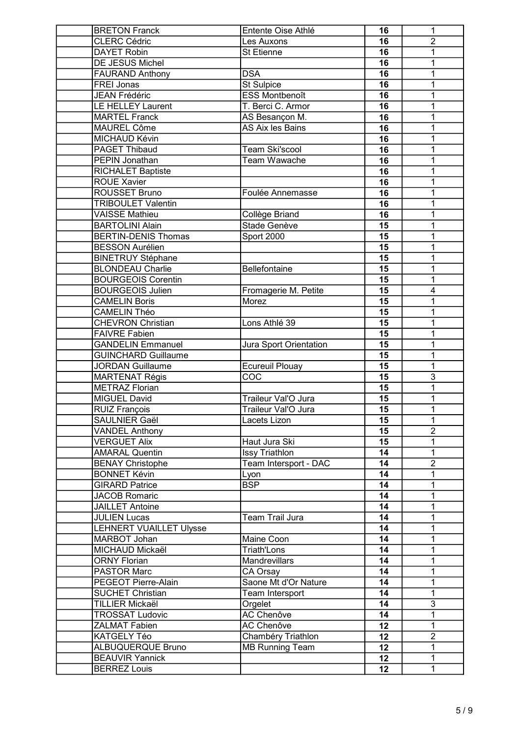| | | | | |
|---|---|---|---|---|
| | BRETON Franck | Entente Oise Athlé | 16 | 1 |
| | CLERC Cédric | Les Auxons | 16 | 2 |
| | DAYET Robin | St Etienne | 16 | 1 |
| | DE JESUS Michel | | 16 | 1 |
| | FAURAND Anthony | DSA | 16 | 1 |
| | FREI Jonas | St Sulpice | 16 | 1 |
| | JEAN Frédéric | ESS Montbenoît | 16 | 1 |
| | LE HELLEY Laurent | T. Berci C. Armor | 16 | 1 |
| | MARTEL Franck | AS Besançon M. | 16 | 1 |
| | MAUREL Côme | AS Aix les Bains | 16 | 1 |
| | MICHAUD Kévin | | 16 | 1 |
| | PAGET Thibaud | Team Ski'scool | 16 | 1 |
| | PEPIN Jonathan | Team Wawache | 16 | 1 |
| | RICHALET Baptiste | | 16 | 1 |
| | ROUE Xavier | | 16 | 1 |
| | ROUSSET Bruno | Foulée Annemasse | 16 | 1 |
| | TRIBOULET Valentin | | 16 | 1 |
| | VAISSE Mathieu | Collège Briand | 16 | 1 |
| | BARTOLINI Alain | Stade Genève | 15 | 1 |
| | BERTIN-DENIS Thomas | Sport 2000 | 15 | 1 |
| | BESSON Aurélien | | 15 | 1 |
| | BINETRUY Stéphane | | 15 | 1 |
| | BLONDEAU Charlie | Bellefontaine | 15 | 1 |
| | BOURGEOIS Corentin | | 15 | 1 |
| | BOURGEOIS Julien | Fromagerie M. Petite | 15 | 4 |
| | CAMELIN Boris | Morez | 15 | 1 |
| | CAMELIN Théo | | 15 | 1 |
| | CHEVRON Christian | Lons Athlé 39 | 15 | 1 |
| | FAIVRE Fabien | | 15 | 1 |
| | GANDELIN Emmanuel | Jura Sport Orientation | 15 | 1 |
| | GUINCHARD Guillaume | | 15 | 1 |
| | JORDAN Guillaume | Ecureuil Plouay | 15 | 1 |
| | MARTENAT Régis | COC | 15 | 3 |
| | METRAZ Florian | | 15 | 1 |
| | MIGUEL David | Traileur Val'O Jura | 15 | 1 |
| | RUIZ François | Traileur Val'O Jura | 15 | 1 |
| | SAULNIER Gaël | Lacets Lizon | 15 | 1 |
| | VANDEL Anthony | | 15 | 2 |
| | VERGUET Alix | Haut Jura Ski | 15 | 1 |
| | AMARAL Quentin | Issy Triathlon | 14 | 1 |
| | BENAY Christophe | Team Intersport - DAC | 14 | 2 |
| | BONNET Kévin | Lyon | 14 | 1 |
| | GIRARD Patrice | BSP | 14 | 1 |
| | JACOB Romaric | | 14 | 1 |
| | JAILLET Antoine | | 14 | 1 |
| | JULIEN Lucas | Team Trail Jura | 14 | 1 |
| | LEHNERT VUAILLET Ulysse | | 14 | 1 |
| | MARBOT Johan | Maine Coon | 14 | 1 |
| | MICHAUD Mickaël | Triath'Lons | 14 | 1 |
| | ORNY Florian | Mandrevillars | 14 | 1 |
| | PASTOR Marc | CA Orsay | 14 | 1 |
| | PEGEOT Pierre-Alain | Saone Mt d'Or Nature | 14 | 1 |
| | SUCHET Christian | Team Intersport | 14 | 1 |
| | TILLIER Mickaël | Orgelet | 14 | 3 |
| | TROSSAT Ludovic | AC Chenôve | 14 | 1 |
| | ZALMAT Fabien | AC Chenôve | 12 | 1 |
| | KATGELY Téo | Chambéry Triathlon | 12 | 2 |
| | ALBUQUERQUE Bruno | MB Running Team | 12 | 1 |
| | BEAUVIR Yannick | | 12 | 1 |
| | BERREZ Louis | | 12 | 1 |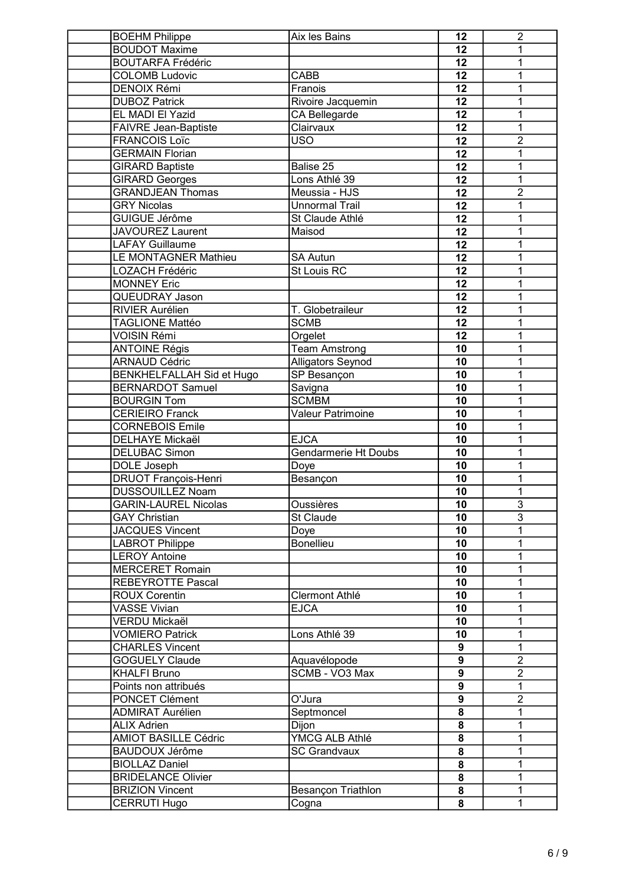| | | | | |
|---|---|---|---|---|
| | BOEHM Philippe | Aix les Bains | **12** | 2 |
| | BOUDOT Maxime | | **12** | 1 |
| | BOUTARFA Frédéric | | **12** | 1 |
| | COLOMB Ludovic | CABB | **12** | 1 |
| | DENOIX Rémi | Franois | **12** | 1 |
| | DUBOZ Patrick | Rivoire Jacquemin | **12** | 1 |
| | EL MADI El Yazid | CA Bellegarde | **12** | 1 |
| | FAIVRE Jean-Baptiste | Clairvaux | **12** | 1 |
| | FRANCOIS Loïc | USO | **12** | 2 |
| | GERMAIN Florian | | **12** | 1 |
| | GIRARD Baptiste | Balise 25 | **12** | 1 |
| | GIRARD Georges | Lons Athlé 39 | **12** | 1 |
| | GRANDJEAN Thomas | Meussia - HJS | **12** | 2 |
| | GRY Nicolas | Unnormal Trail | **12** | 1 |
| | GUIGUE Jérôme | St Claude Athlé | **12** | 1 |
| | JAVOUREZ Laurent | Maisod | **12** | 1 |
| | LAFAY Guillaume | | **12** | 1 |
| | LE MONTAGNER Mathieu | SA Autun | **12** | 1 |
| | LOZACH Frédéric | St Louis RC | **12** | 1 |
| | MONNEY Eric | | **12** | 1 |
| | QUEUDRAY Jason | | **12** | 1 |
| | RIVIER Aurélien | T. Globetraileur | **12** | 1 |
| | TAGLIONE Mattéo | SCMB | **12** | 1 |
| | VOISIN Rémi | Orgelet | **12** | 1 |
| | ANTOINE Régis | Team Amstrong | **10** | 1 |
| | ARNAUD Cédric | Alligators Seynod | **10** | 1 |
| | BENKHELFALLAH Sid et Hugo | SP Besançon | **10** | 1 |
| | BERNARDOT Samuel | Savigna | **10** | 1 |
| | BOURGIN Tom | SCMBM | **10** | 1 |
| | CERIEIRO Franck | Valeur Patrimoine | **10** | 1 |
| | CORNEBOIS Emile | | **10** | 1 |
| | DELHAYE Mickaël | EJCA | **10** | 1 |
| | DELUBAC Simon | Gendarmerie Ht Doubs | **10** | 1 |
| | DOLE Joseph | Doye | **10** | 1 |
| | DRUOT François-Henri | Besançon | **10** | 1 |
| | DUSSOUILLEZ Noam | | **10** | 1 |
| | GARIN-LAUREL Nicolas | Oussières | **10** | 3 |
| | GAY Christian | St Claude | **10** | 3 |
| | JACQUES Vincent | Doye | **10** | 1 |
| | LABROT Philippe | Bonellieu | **10** | 1 |
| | LEROY Antoine | | **10** | 1 |
| | MERCERET Romain | | **10** | 1 |
| | REBEYROTTE Pascal | | **10** | 1 |
| | ROUX Corentin | Clermont Athlé | **10** | 1 |
| | VASSE Vivian | EJCA | **10** | 1 |
| | VERDU Mickaël | | **10** | 1 |
| | VOMIERO Patrick | Lons Athlé 39 | **10** | 1 |
| | CHARLES Vincent | | **9** | 1 |
| | GOGUELY Claude | Aquavélopode | **9** | 2 |
| | KHALFI Bruno | SCMB - VO3 Max | **9** | 2 |
| | Points non attribués | | **9** | 1 |
| | PONCET Clément | O'Jura | **9** | 2 |
| | ADMIRAT Aurélien | Septmoncel | **8** | 1 |
| | ALIX Adrien | Dijon | **8** | 1 |
| | AMIOT BASILLE Cédric | YMCG ALB Athlé | **8** | 1 |
| | BAUDOUX Jérôme | SC Grandvaux | **8** | 1 |
| | BIOLLAZ Daniel | | **8** | 1 |
| | BRIDELANCE Olivier | | **8** | 1 |
| | BRIZION Vincent | Besançon Triathlon | **8** | 1 |
| | CERRUTI Hugo | Cogna | **8** | 1 |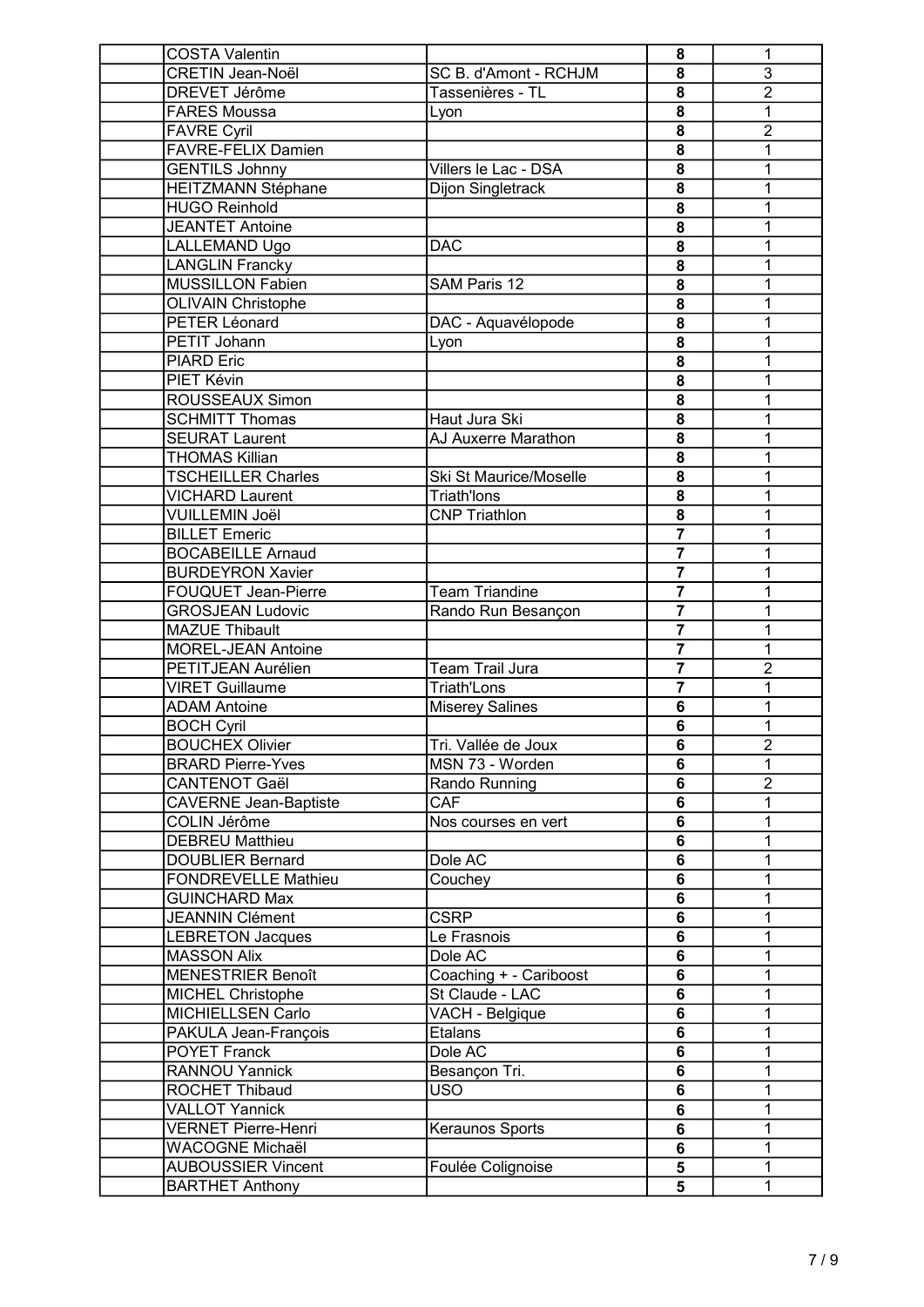| | | | | |
|---|---|---|---|---|
| | COSTA Valentin | | 8 | 1 |
| | CRETIN Jean-Noël | SC B. d'Amont - RCHJM | 8 | 3 |
| | DREVET Jérôme | Tassenières - TL | 8 | 2 |
| | FARES Moussa | Lyon | 8 | 1 |
| | FAVRE Cyril | | 8 | 2 |
| | FAVRE-FELIX Damien | | 8 | 1 |
| | GENTILS Johnny | Villers le Lac - DSA | 8 | 1 |
| | HEITZMANN Stéphane | Dijon Singletrack | 8 | 1 |
| | HUGO Reinhold | | 8 | 1 |
| | JEANTET Antoine | | 8 | 1 |
| | LALLEMAND Ugo | DAC | 8 | 1 |
| | LANGLIN Francky | | 8 | 1 |
| | MUSSILLON Fabien | SAM Paris 12 | 8 | 1 |
| | OLIVAIN Christophe | | 8 | 1 |
| | PETER Léonard | DAC - Aquavélopode | 8 | 1 |
| | PETIT Johann | Lyon | 8 | 1 |
| | PIARD Eric | | 8 | 1 |
| | PIET Kévin | | 8 | 1 |
| | ROUSSEAUX Simon | | 8 | 1 |
| | SCHMITT Thomas | Haut Jura Ski | 8 | 1 |
| | SEURAT Laurent | AJ Auxerre Marathon | 8 | 1 |
| | THOMAS Killian | | 8 | 1 |
| | TSCHEILLER Charles | Ski St Maurice/Moselle | 8 | 1 |
| | VICHARD Laurent | Triath'lons | 8 | 1 |
| | VUILLEMIN Joël | CNP Triathlon | 8 | 1 |
| | BILLET Emeric | | 7 | 1 |
| | BOCABEILLE Arnaud | | 7 | 1 |
| | BURDEYRON Xavier | | 7 | 1 |
| | FOUQUET Jean-Pierre | Team Triandine | 7 | 1 |
| | GROSJEAN Ludovic | Rando Run Besançon | 7 | 1 |
| | MAZUE Thibault | | 7 | 1 |
| | MOREL-JEAN Antoine | | 7 | 1 |
| | PETITJEAN Aurélien | Team Trail Jura | 7 | 2 |
| | VIRET Guillaume | Triath'Lons | 7 | 1 |
| | ADAM Antoine | Miserey Salines | 6 | 1 |
| | BOCH Cyril | | 6 | 1 |
| | BOUCHEX Olivier | Tri. Vallée de Joux | 6 | 2 |
| | BRARD Pierre-Yves | MSN 73 - Worden | 6 | 1 |
| | CANTENOT Gaël | Rando Running | 6 | 2 |
| | CAVERNE Jean-Baptiste | CAF | 6 | 1 |
| | COLIN Jérôme | Nos courses en vert | 6 | 1 |
| | DEBREU Matthieu | | 6 | 1 |
| | DOUBLIER Bernard | Dole AC | 6 | 1 |
| | FONDREVELLE Mathieu | Couchey | 6 | 1 |
| | GUINCHARD Max | | 6 | 1 |
| | JEANNIN Clément | CSRP | 6 | 1 |
| | LEBRETON Jacques | Le Frasnois | 6 | 1 |
| | MASSON Alix | Dole AC | 6 | 1 |
| | MENESTRIER Benoît | Coaching + - Cariboost | 6 | 1 |
| | MICHEL Christophe | St Claude - LAC | 6 | 1 |
| | MICHIELLSEN Carlo | VACH - Belgique | 6 | 1 |
| | PAKULA Jean-François | Etalans | 6 | 1 |
| | POYET Franck | Dole AC | 6 | 1 |
| | RANNOU Yannick | Besançon Tri. | 6 | 1 |
| | ROCHET Thibaud | USO | 6 | 1 |
| | VALLOT Yannick | | 6 | 1 |
| | VERNET Pierre-Henri | Keraunos Sports | 6 | 1 |
| | WACOGNE Michaël | | 6 | 1 |
| | AUBOUSSIER Vincent | Foulée Colignoise | 5 | 1 |
| | BARTHET Anthony | | 5 | 1 |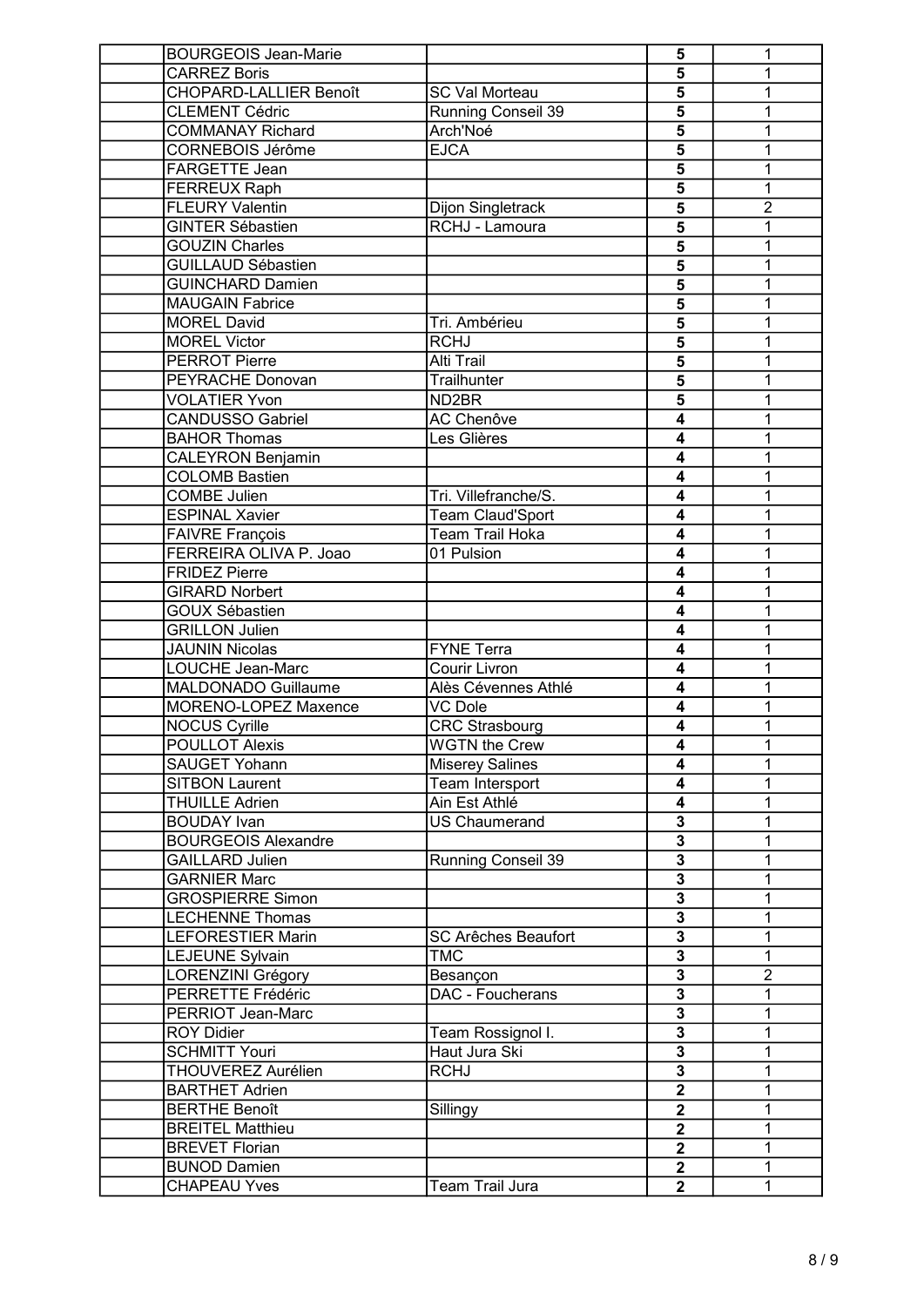| | | | | |
|---|---|---|---|---|
| | BOURGEOIS Jean-Marie | | **5** | 1 |
| | CARREZ Boris | | **5** | 1 |
| | CHOPARD-LALLIER Benoît | SC Val Morteau | **5** | 1 |
| | CLEMENT Cédric | Running Conseil 39 | **5** | 1 |
| | COMMANAY Richard | Arch'Noé | **5** | 1 |
| | CORNEBOIS Jérôme | EJCA | **5** | 1 |
| | FARGETTE Jean | | **5** | 1 |
| | FERREUX Raph | | **5** | 1 |
| | FLEURY Valentin | Dijon Singletrack | **5** | 2 |
| | GINTER Sébastien | RCHJ - Lamoura | **5** | 1 |
| | GOUZIN Charles | | **5** | 1 |
| | GUILLAUD Sébastien | | **5** | 1 |
| | GUINCHARD Damien | | **5** | 1 |
| | MAUGAIN Fabrice | | **5** | 1 |
| | MOREL David | Tri. Ambérieu | **5** | 1 |
| | MOREL Victor | RCHJ | **5** | 1 |
| | PERROT Pierre | Alti Trail | **5** | 1 |
| | PEYRACHE Donovan | Trailhunter | **5** | 1 |
| | VOLATIER Yvon | ND2BR | **5** | 1 |
| | CANDUSSO Gabriel | AC Chenôve | **4** | 1 |
| | BAHOR Thomas | Les Glières | **4** | 1 |
| | CALEYRON Benjamin | | **4** | 1 |
| | COLOMB Bastien | | **4** | 1 |
| | COMBE Julien | Tri. Villefranche/S. | **4** | 1 |
| | ESPINAL Xavier | Team Claud'Sport | **4** | 1 |
| | FAIVRE François | Team Trail Hoka | **4** | 1 |
| | FERREIRA OLIVA P. Joao | 01 Pulsion | **4** | 1 |
| | FRIDEZ Pierre | | **4** | 1 |
| | GIRARD Norbert | | **4** | 1 |
| | GOUX Sébastien | | **4** | 1 |
| | GRILLON Julien | | **4** | 1 |
| | JAUNIN Nicolas | FYNE Terra | **4** | 1 |
| | LOUCHE Jean-Marc | Courir Livron | **4** | 1 |
| | MALDONADO Guillaume | Alès Cévennes Athlé | **4** | 1 |
| | MORENO-LOPEZ Maxence | VC Dole | **4** | 1 |
| | NOCUS Cyrille | CRC Strasbourg | **4** | 1 |
| | POULLOT Alexis | WGTN the Crew | **4** | 1 |
| | SAUGET Yohann | Miserey Salines | **4** | 1 |
| | SITBON Laurent | Team Intersport | **4** | 1 |
| | THUILLE Adrien | Ain Est Athlé | **4** | 1 |
| | BOUDAY Ivan | US Chaumerand | **3** | 1 |
| | BOURGEOIS Alexandre | | **3** | 1 |
| | GAILLARD Julien | Running Conseil 39 | **3** | 1 |
| | GARNIER Marc | | **3** | 1 |
| | GROSPIERRE Simon | | **3** | 1 |
| | LECHENNE Thomas | | **3** | 1 |
| | LEFORESTIER Marin | SC Arêches Beaufort | **3** | 1 |
| | LEJEUNE Sylvain | TMC | **3** | 1 |
| | LORENZINI Grégory | Besançon | **3** | 2 |
| | PERRETTE Frédéric | DAC - Foucherans | **3** | 1 |
| | PERRIOT Jean-Marc | | **3** | 1 |
| | ROY Didier | Team Rossignol I. | **3** | 1 |
| | SCHMITT Youri | Haut Jura Ski | **3** | 1 |
| | THOUVEREZ Aurélien | RCHJ | **3** | 1 |
| | BARTHET Adrien | | **2** | 1 |
| | BERTHE Benoît | Sillingy | **2** | 1 |
| | BREITEL Matthieu | | **2** | 1 |
| | BREVET Florian | | **2** | 1 |
| | BUNOD Damien | | **2** | 1 |
| | CHAPEAU Yves | Team Trail Jura | **2** | 1 |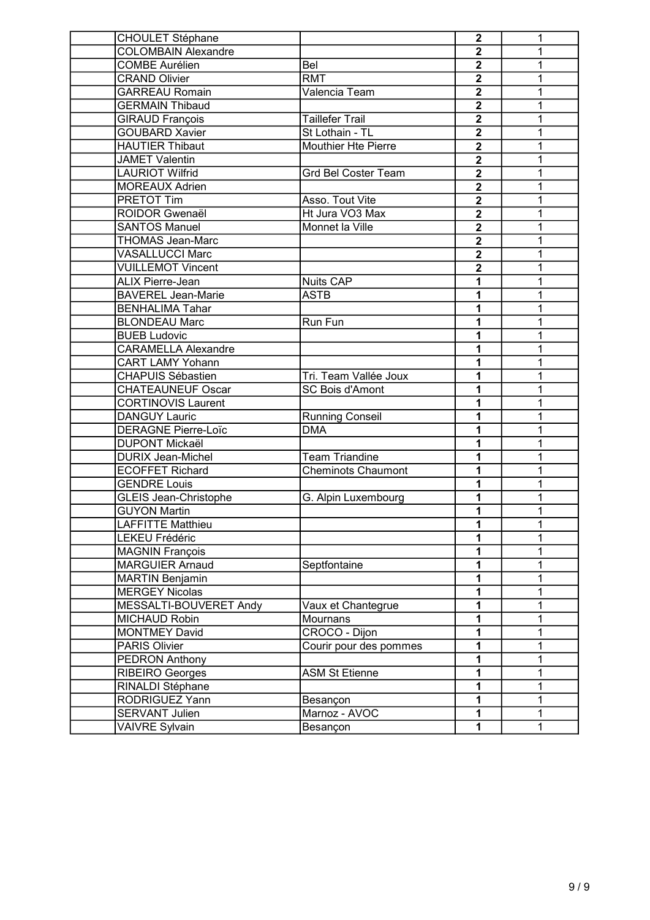| | | | | |
|---|---|---|---|---|
| | CHOULET Stéphane | | **2** | 1 |
| | COLOMBAIN Alexandre | | **2** | 1 |
| | COMBE Aurélien | Bel | **2** | 1 |
| | CRAND Olivier | RMT | **2** | 1 |
| | GARREAU Romain | Valencia Team | **2** | 1 |
| | GERMAIN Thibaud | | **2** | 1 |
| | GIRAUD François | Taillefer Trail | **2** | 1 |
| | GOUBARD Xavier | St Lothain - TL | **2** | 1 |
| | HAUTIER Thibaut | Mouthier Hte Pierre | **2** | 1 |
| | JAMET Valentin | | **2** | 1 |
| | LAURIOT Wilfrid | Grd Bel Coster Team | **2** | 1 |
| | MOREAUX Adrien | | **2** | 1 |
| | PRETOT Tim | Asso. Tout Vite | **2** | 1 |
| | ROIDOR Gwenaël | Ht Jura VO3 Max | **2** | 1 |
| | SANTOS Manuel | Monnet la Ville | **2** | 1 |
| | THOMAS Jean-Marc | | **2** | 1 |
| | VASALLUCCI Marc | | **2** | 1 |
| | VUILLEMOT Vincent | | **2** | 1 |
| | ALIX Pierre-Jean | Nuits CAP | **1** | 1 |
| | BAVEREL Jean-Marie | ASTB | **1** | 1 |
| | BENHALIMA Tahar | | **1** | 1 |
| | BLONDEAU Marc | Run Fun | **1** | 1 |
| | BUEB Ludovic | | **1** | 1 |
| | CARAMELLA Alexandre | | **1** | 1 |
| | CART LAMY Yohann | | **1** | 1 |
| | CHAPUIS Sébastien | Tri. Team Vallée Joux | **1** | 1 |
| | CHATEAUNEUF Oscar | SC Bois d'Amont | **1** | 1 |
| | CORTINOVIS Laurent | | **1** | 1 |
| | DANGUY Lauric | Running Conseil | **1** | 1 |
| | DERAGNE Pierre-Loïc | DMA | **1** | 1 |
| | DUPONT Mickaël | | **1** | 1 |
| | DURIX Jean-Michel | Team Triandine | **1** | 1 |
| | ECOFFET Richard | Cheminots Chaumont | **1** | 1 |
| | GENDRE Louis | | **1** | 1 |
| | GLEIS Jean-Christophe | G. Alpin Luxembourg | **1** | 1 |
| | GUYON Martin | | **1** | 1 |
| | LAFFITTE Matthieu | | **1** | 1 |
| | LEKEU Frédéric | | **1** | 1 |
| | MAGNIN François | | **1** | 1 |
| | MARGUIER Arnaud | Septfontaine | **1** | 1 |
| | MARTIN Benjamin | | **1** | 1 |
| | MERGEY Nicolas | | **1** | 1 |
| | MESSALTI-BOUVERET Andy | Vaux et Chantegrue | **1** | 1 |
| | MICHAUD Robin | Mournans | **1** | 1 |
| | MONTMEY David | CROCO - Dijon | **1** | 1 |
| | PARIS Olivier | Courir pour des pommes | **1** | 1 |
| | PEDRON Anthony | | **1** | 1 |
| | RIBEIRO Georges | ASM St Etienne | **1** | 1 |
| | RINALDI Stéphane | | **1** | 1 |
| | RODRIGUEZ Yann | Besançon | **1** | 1 |
| | SERVANT Julien | Marnoz - AVOC | **1** | 1 |
| | VAIVRE Sylvain | Besançon | **1** | 1 |